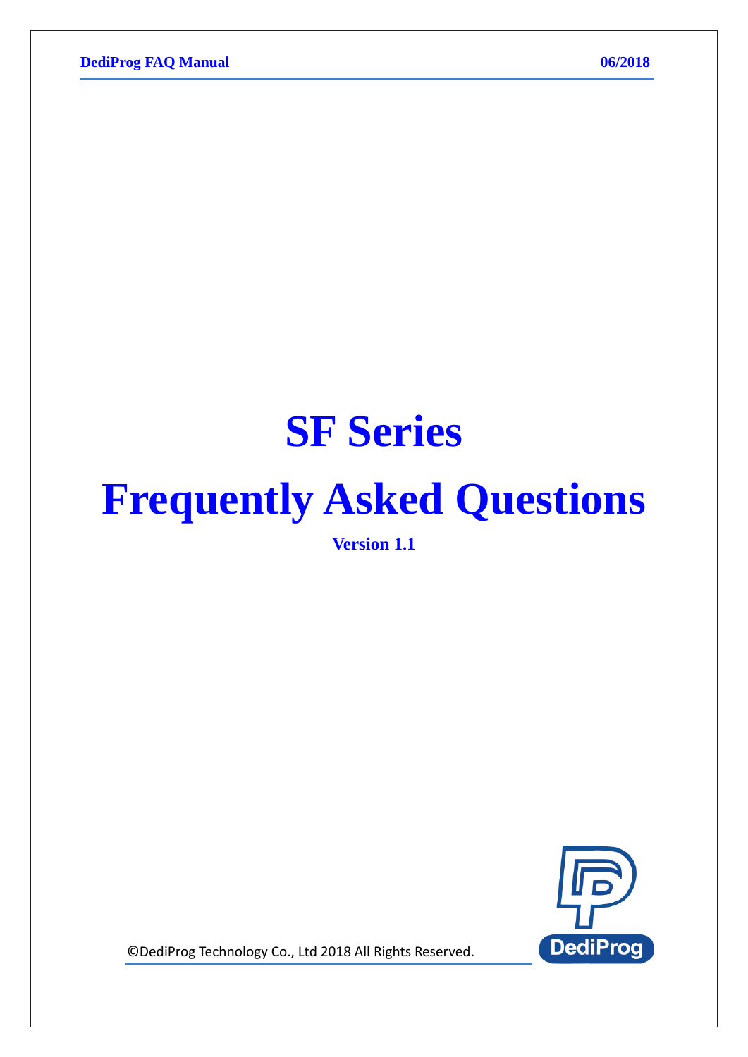# SF Series

# Frequently Asked Questions

**Version 1.1**

©DediProg Technology Co., Ltd 2018 All Rights Reserved.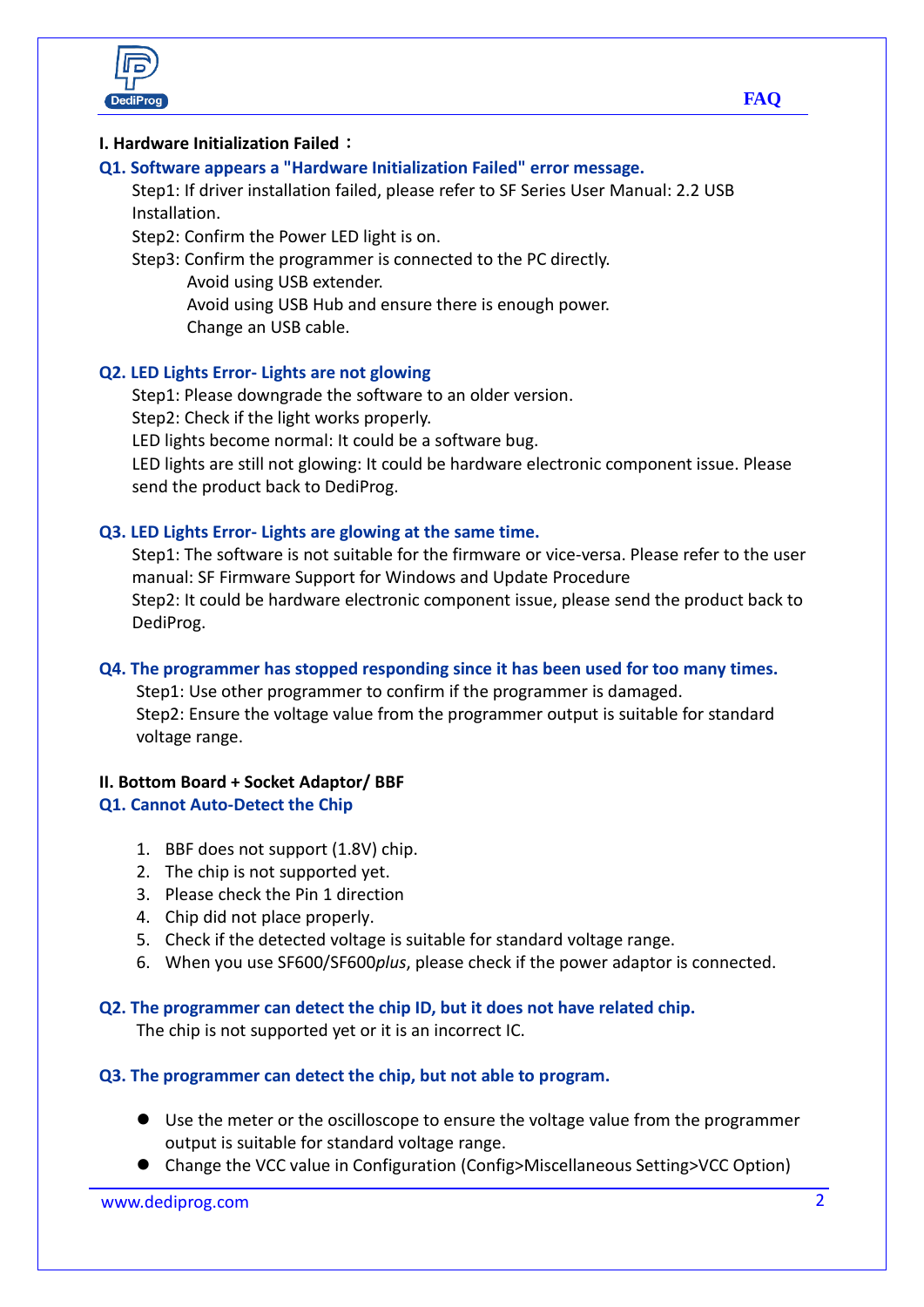**I. Hardware Initialization Failed：**

**Q1. Software appears a "Hardware Initialization Failed" error message.**

Step1: If driver installation failed, please refer to SF Series User Manual: 2.2 USB Installation.

Step2: Confirm the Power LED light is on.

Step3: Confirm the programmer is connected to the PC directly.

Avoid using USB extender.

Avoid using USB Hub and ensure there is enough power.

Change an USB cable.

**Q2. LED Lights Error- Lights are not glowing**

Step1: Please downgrade the software to an older version.

Step2: Check if the light works properly.

LED lights become normal: It could be a software bug.

LED lights are still not glowing: It could be hardware electronic component issue. Please send the product back to DediProg.

**Q3. LED Lights Error- Lights are glowing at the same time.**

Step1: The software is not suitable for the firmware or vice-versa. Please refer to the user manual: SF Firmware Support for Windows and Update Procedure

Step2: It could be hardware electronic component issue, please send the product back to DediProg.

**Q4. The programmer has stopped responding since it has been used for too many times.**

Step1: Use other programmer to confirm if the programmer is damaged.

Step2: Ensure the voltage value from the programmer output is suitable for standard voltage range.

**II. Bottom Board + Socket Adaptor/ BBF**

**Q1. Cannot Auto-Detect the Chip**

1. BBF does not support (1.8V) chip.
2. The chip is not supported yet.
3. Please check the Pin 1 direction
4. Chip did not place properly.
5. Check if the detected voltage is suitable for standard voltage range.
6. When you use SF600/SF600*plus*, please check if the power adaptor is connected.

**Q2. The programmer can detect the chip ID, but it does not have related chip.**

The chip is not supported yet or it is an incorrect IC.

**Q3. The programmer can detect the chip, but not able to program.**

- Use the meter or the oscilloscope to ensure the voltage value from the programmer output is suitable for standard voltage range.
- Change the VCC value in Configuration (Config>Miscellaneous Setting>VCC Option)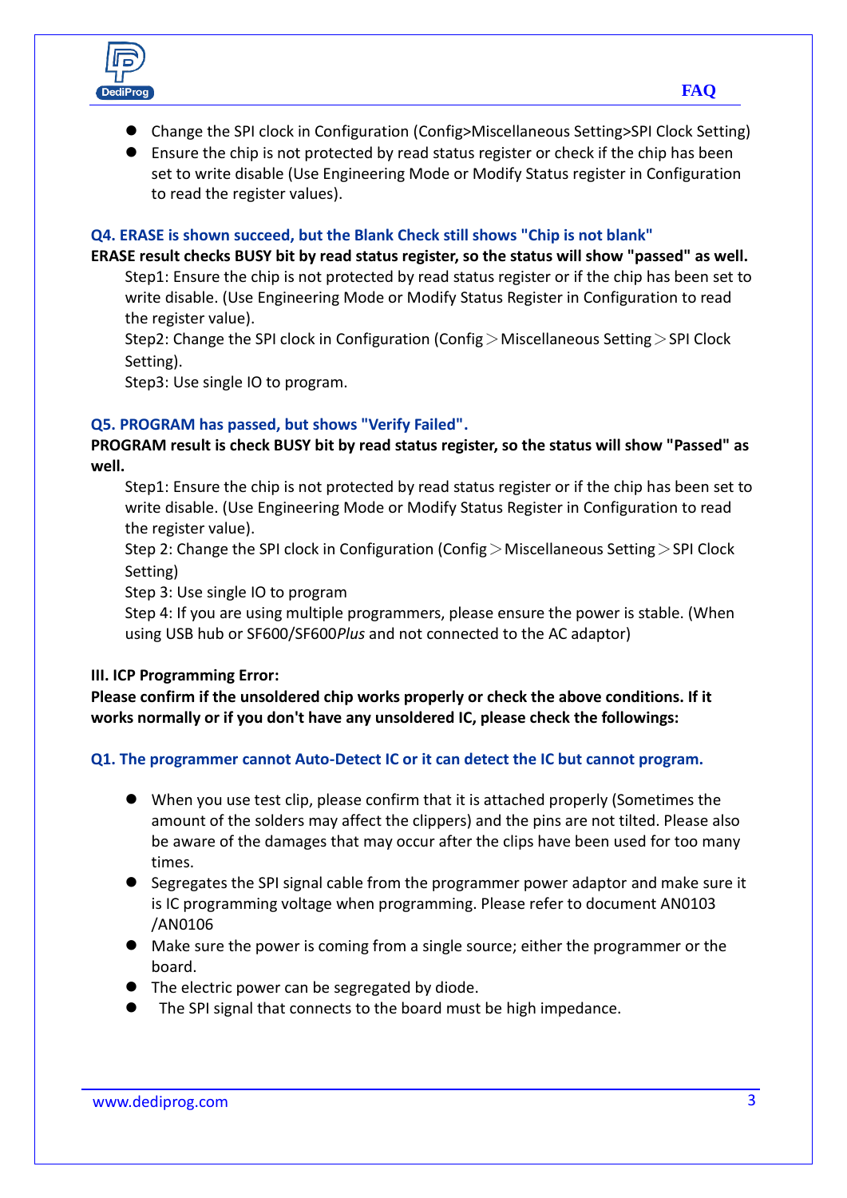- Change the SPI clock in Configuration (Config>Miscellaneous Setting>SPI Clock Setting)
- Ensure the chip is not protected by read status register or check if the chip has been set to write disable (Use Engineering Mode or Modify Status register in Configuration to read the register values).

### Q4. ERASE is shown succeed, but the Blank Check still shows "Chip is not blank"

**ERASE result checks BUSY bit by read status register, so the status will show "passed" as well.**

Step1: Ensure the chip is not protected by read status register or if the chip has been set to write disable. (Use Engineering Mode or Modify Status Register in Configuration to read the register value).

Step2: Change the SPI clock in Configuration (Config＞Miscellaneous Setting＞SPI Clock Setting).

Step3: Use single IO to program.

### Q5. PROGRAM has passed, but shows "Verify Failed".

**PROGRAM result is check BUSY bit by read status register, so the status will show "Passed" as well.**

Step1: Ensure the chip is not protected by read status register or if the chip has been set to write disable. (Use Engineering Mode or Modify Status Register in Configuration to read the register value).

Step 2: Change the SPI clock in Configuration (Config＞Miscellaneous Setting＞SPI Clock Setting)

Step 3: Use single IO to program

Step 4: If you are using multiple programmers, please ensure the power is stable. (When using USB hub or SF600/SF600*Plus* and not connected to the AC adaptor)

## III. ICP Programming Error:

**Please confirm if the unsoldered chip works properly or check the above conditions. If it works normally or if you don't have any unsoldered IC, please check the followings:**

### Q1. The programmer cannot Auto-Detect IC or it can detect the IC but cannot program.

- When you use test clip, please confirm that it is attached properly (Sometimes the amount of the solders may affect the clippers) and the pins are not tilted. Please also be aware of the damages that may occur after the clips have been used for too many times.
- Segregates the SPI signal cable from the programmer power adaptor and make sure it is IC programming voltage when programming. Please refer to document AN0103 /AN0106
- Make sure the power is coming from a single source; either the programmer or the board.
- The electric power can be segregated by diode.
- The SPI signal that connects to the board must be high impedance.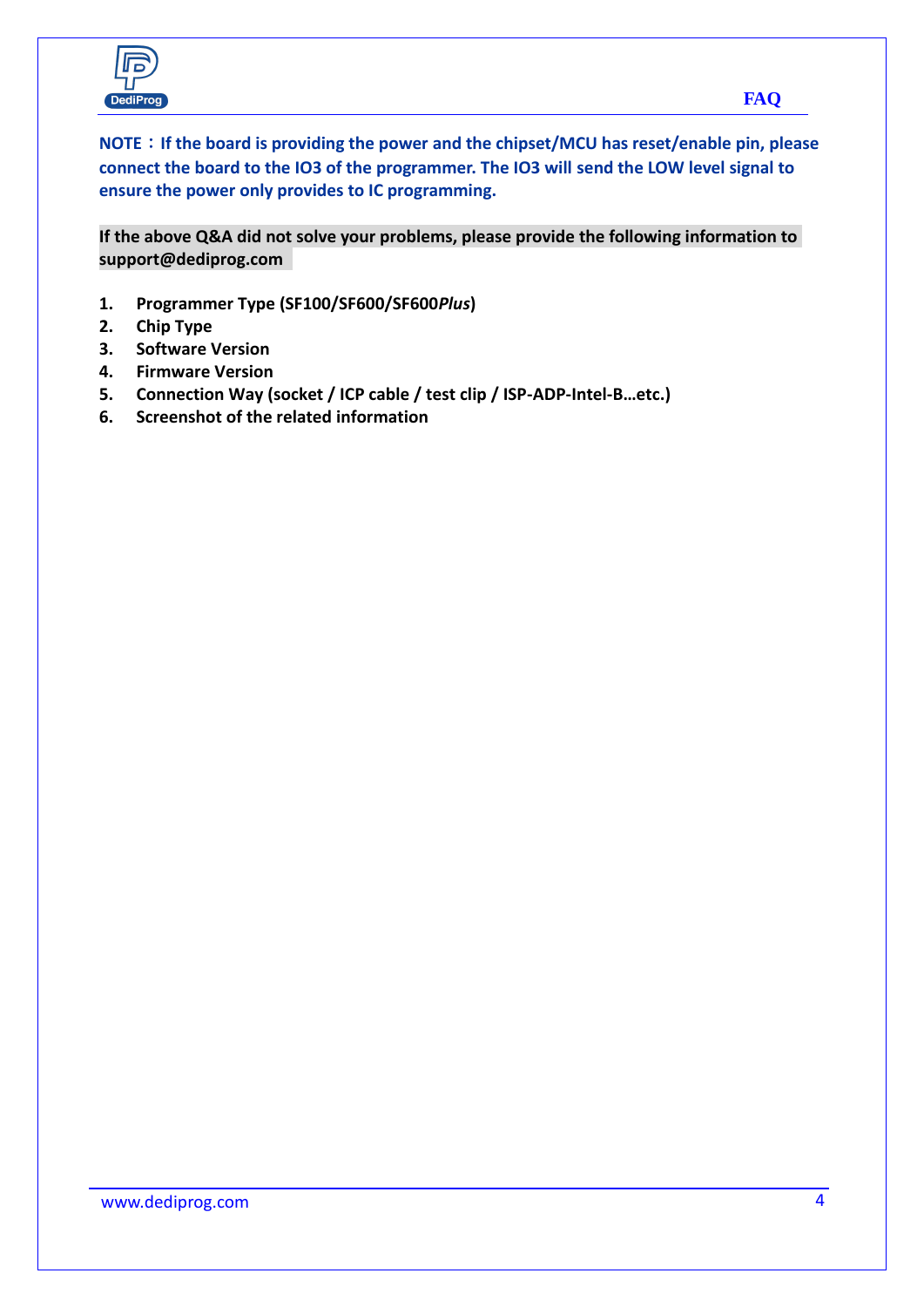**NOTE：If the board is providing the power and the chipset/MCU has reset/enable pin, please connect the board to the IO3 of the programmer. The IO3 will send the LOW level signal to ensure the power only provides to IC programming.**

**If the above Q&A did not solve your problems, please provide the following information to support@dediprog.com**

1. **Programmer Type (SF100/SF600/SF600*Plus*)**
2. **Chip Type**
3. **Software Version**
4. **Firmware Version**
5. **Connection Way (socket / ICP cable / test clip / ISP-ADP-Intel-B…etc.)**
6. **Screenshot of the related information**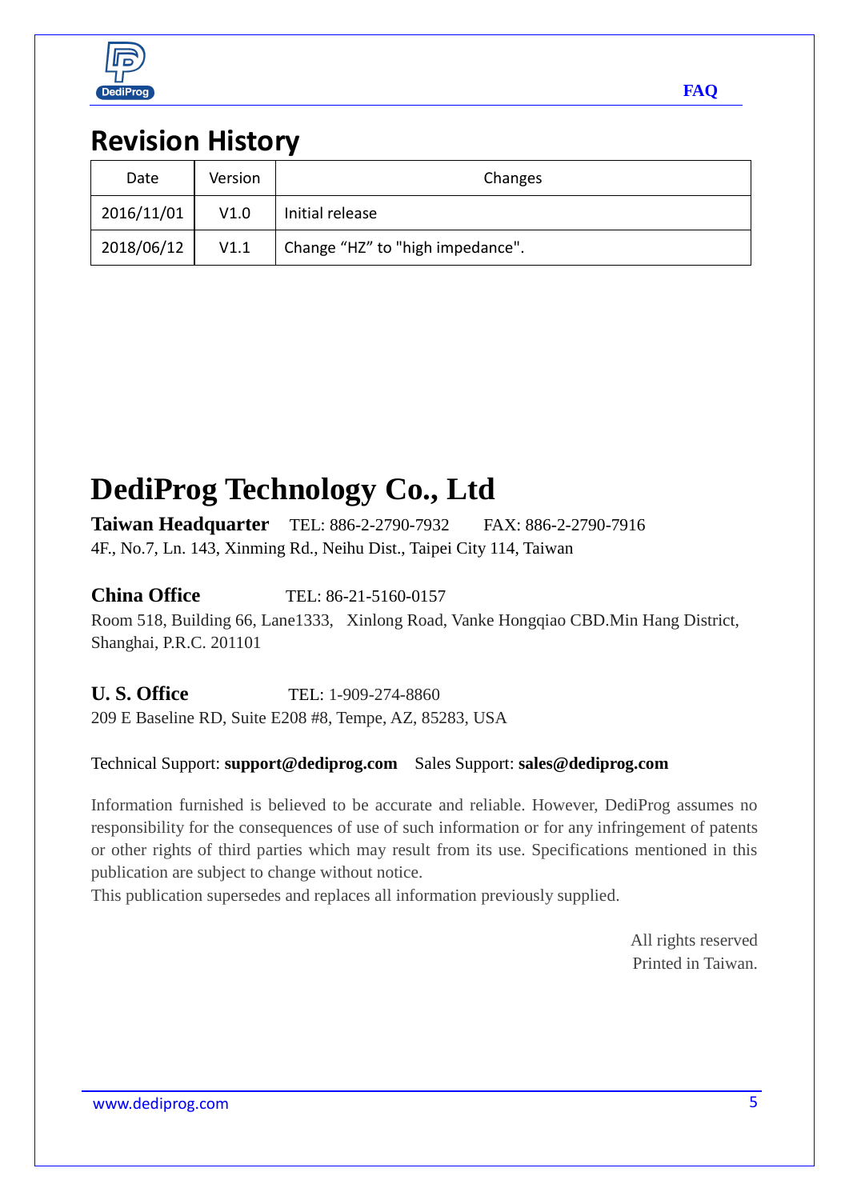## Revision History

| Date | Version | Changes |
|---|---|---|
| 2016/11/01 | V1.0 | Initial release |
| 2018/06/12 | V1.1 | Change “HZ” to "high impedance". |

# DediProg Technology Co., Ltd

**Taiwan Headquarter** TEL: 886-2-2790-7932 FAX: 886-2-2790-7916
4F., No.7, Ln. 143, Xinming Rd., Neihu Dist., Taipei City 114, Taiwan

**China Office** TEL: 86-21-5160-0157
Room 518, Building 66, Lane1333, Xinlong Road, Vanke Hongqiao CBD.Min Hang District, Shanghai, P.R.C. 201101

**U. S. Office** TEL: 1-909-274-8860
209 E Baseline RD, Suite E208 #8, Tempe, AZ, 85283, USA

Technical Support: **support@dediprog.com** Sales Support: **sales@dediprog.com**

Information furnished is believed to be accurate and reliable. However, DediProg assumes no responsibility for the consequences of use of such information or for any infringement of patents or other rights of third parties which may result from its use. Specifications mentioned in this publication are subject to change without notice.
This publication supersedes and replaces all information previously supplied.

All rights reserved
Printed in Taiwan.